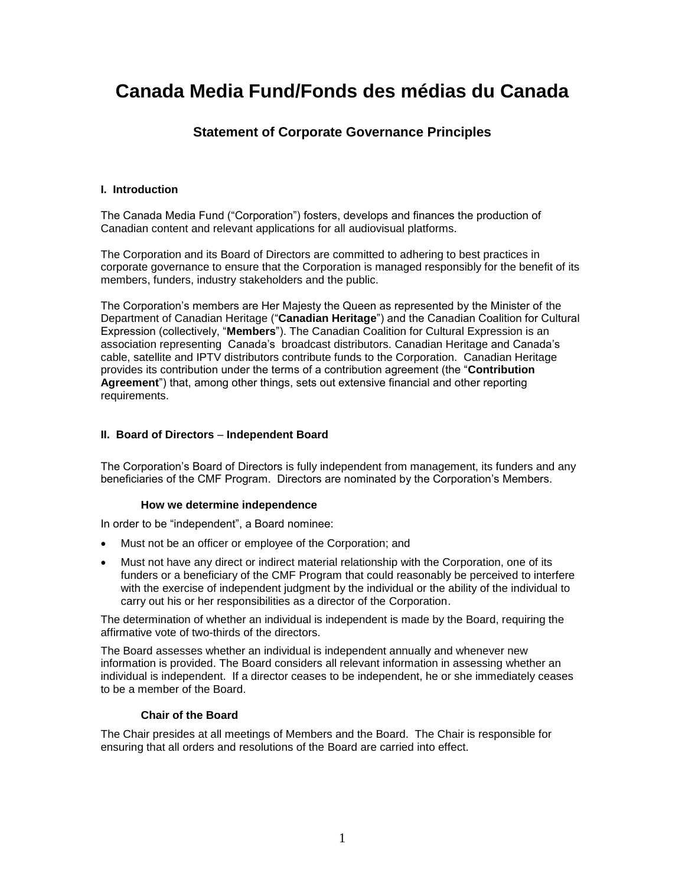# Canada Media Fund/Fonds des médias du Canada

## Statement of Corporate Governance Principles

### I. Introduction

The Canada Media Fund ("Corporation") fosters, develops and finances the production of Canadian content and relevant applications for all audiovisual platforms.

The Corporation and its Board of Directors are committed to adhering to best practices in corporate governance to ensure that the Corporation is managed responsibly for the benefit of its members, funders, industry stakeholders and the public.

The Corporation's members are Her Majesty the Queen as represented by the Minister of the Department of Canadian Heritage ("**Canadian Heritage**") and the Canadian Coalition for Cultural Expression (collectively, "**Members**"). The Canadian Coalition for Cultural Expression is an association representing Canada's broadcast distributors. Canadian Heritage and Canada's cable, satellite and IPTV distributors contribute funds to the Corporation. Canadian Heritage provides its contribution under the terms of a contribution agreement (the "**Contribution Agreement**") that, among other things, sets out extensive financial and other reporting requirements.

### II. Board of Directors – Independent Board

The Corporation's Board of Directors is fully independent from management, its funders and any beneficiaries of the CMF Program. Directors are nominated by the Corporation's Members.

#### How we determine independence

In order to be "independent", a Board nominee:

- Must not be an officer or employee of the Corporation; and
- Must not have any direct or indirect material relationship with the Corporation, one of its funders or a beneficiary of the CMF Program that could reasonably be perceived to interfere with the exercise of independent judgment by the individual or the ability of the individual to carry out his or her responsibilities as a director of the Corporation.

The determination of whether an individual is independent is made by the Board, requiring the affirmative vote of two-thirds of the directors.

The Board assesses whether an individual is independent annually and whenever new information is provided. The Board considers all relevant information in assessing whether an individual is independent. If a director ceases to be independent, he or she immediately ceases to be a member of the Board.

#### Chair of the Board

The Chair presides at all meetings of Members and the Board. The Chair is responsible for ensuring that all orders and resolutions of the Board are carried into effect.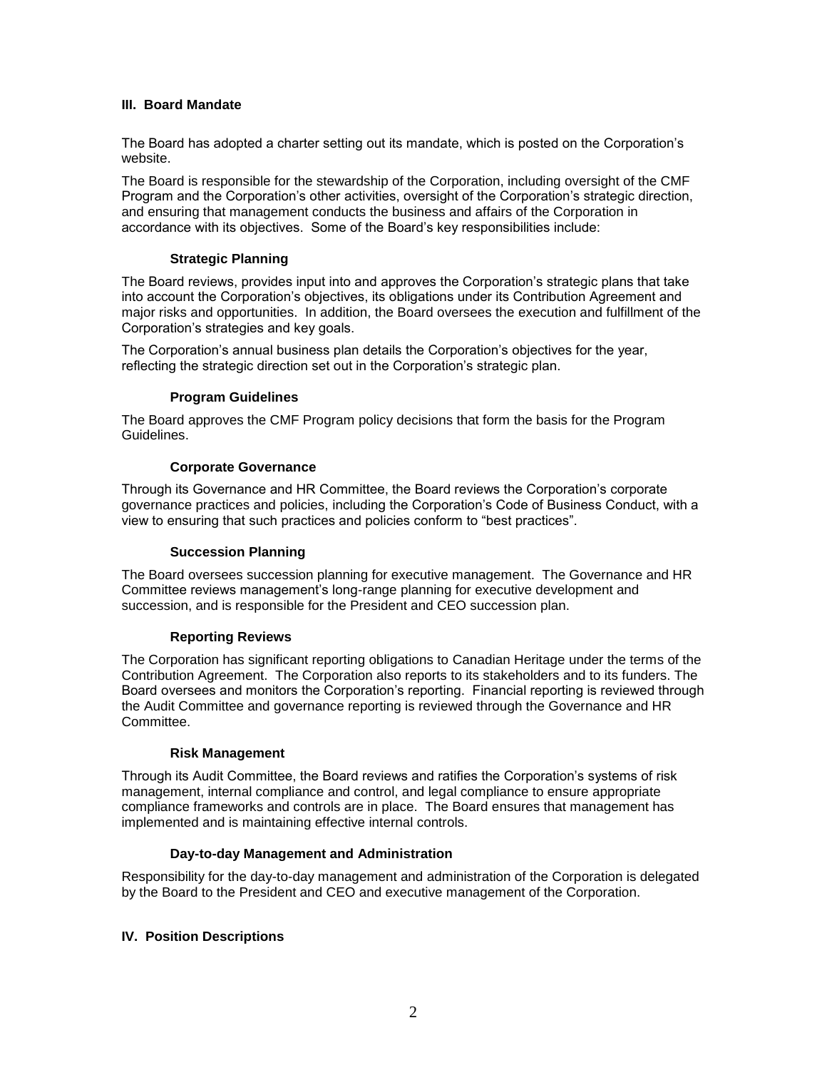## III. Board Mandate

The Board has adopted a charter setting out its mandate, which is posted on the Corporation's website.

The Board is responsible for the stewardship of the Corporation, including oversight of the CMF Program and the Corporation's other activities, oversight of the Corporation's strategic direction, and ensuring that management conducts the business and affairs of the Corporation in accordance with its objectives. Some of the Board's key responsibilities include:

### Strategic Planning

The Board reviews, provides input into and approves the Corporation's strategic plans that take into account the Corporation's objectives, its obligations under its Contribution Agreement and major risks and opportunities. In addition, the Board oversees the execution and fulfillment of the Corporation's strategies and key goals.

The Corporation's annual business plan details the Corporation's objectives for the year, reflecting the strategic direction set out in the Corporation's strategic plan.

### Program Guidelines

The Board approves the CMF Program policy decisions that form the basis for the Program Guidelines.

### Corporate Governance

Through its Governance and HR Committee, the Board reviews the Corporation's corporate governance practices and policies, including the Corporation's Code of Business Conduct, with a view to ensuring that such practices and policies conform to "best practices".

### Succession Planning

The Board oversees succession planning for executive management. The Governance and HR Committee reviews management's long-range planning for executive development and succession, and is responsible for the President and CEO succession plan.

### Reporting Reviews

The Corporation has significant reporting obligations to Canadian Heritage under the terms of the Contribution Agreement. The Corporation also reports to its stakeholders and to its funders. The Board oversees and monitors the Corporation's reporting. Financial reporting is reviewed through the Audit Committee and governance reporting is reviewed through the Governance and HR Committee.

### Risk Management

Through its Audit Committee, the Board reviews and ratifies the Corporation's systems of risk management, internal compliance and control, and legal compliance to ensure appropriate compliance frameworks and controls are in place. The Board ensures that management has implemented and is maintaining effective internal controls.

### Day-to-day Management and Administration

Responsibility for the day-to-day management and administration of the Corporation is delegated by the Board to the President and CEO and executive management of the Corporation.

## IV. Position Descriptions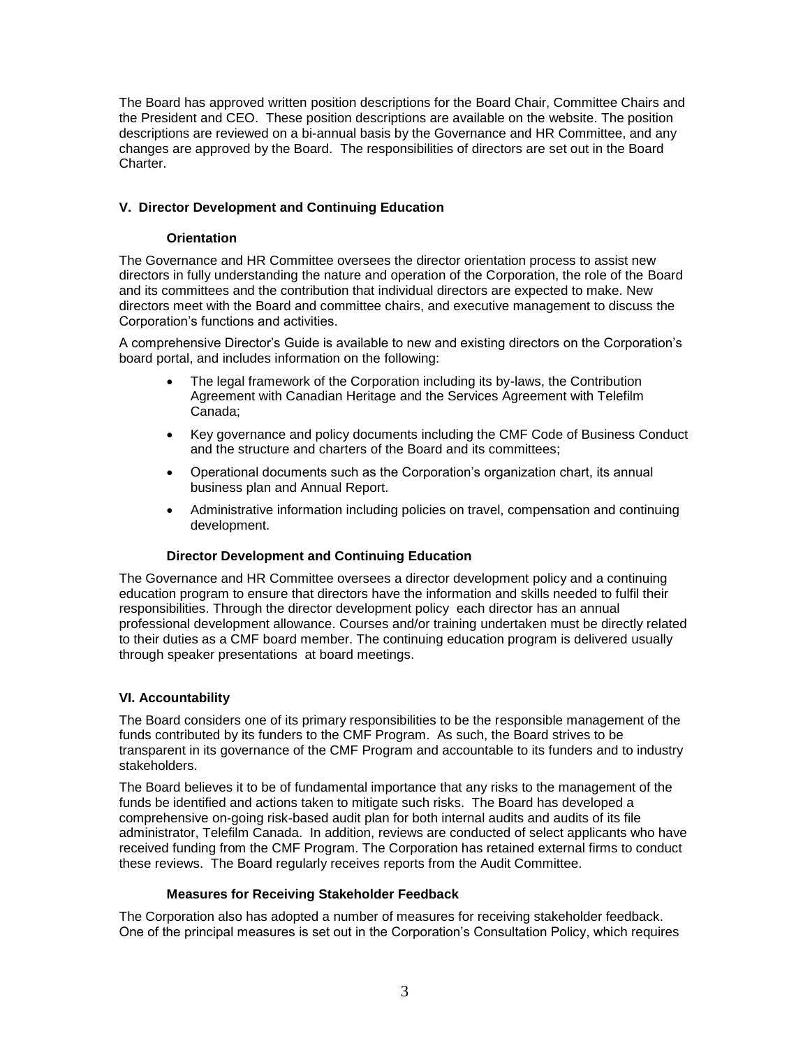The Board has approved written position descriptions for the Board Chair, Committee Chairs and the President and CEO. These position descriptions are available on the website. The position descriptions are reviewed on a bi-annual basis by the Governance and HR Committee, and any changes are approved by the Board. The responsibilities of directors are set out in the Board Charter.

## V. Director Development and Continuing Education

### Orientation

The Governance and HR Committee oversees the director orientation process to assist new directors in fully understanding the nature and operation of the Corporation, the role of the Board and its committees and the contribution that individual directors are expected to make. New directors meet with the Board and committee chairs, and executive management to discuss the Corporation's functions and activities.

A comprehensive Director's Guide is available to new and existing directors on the Corporation's board portal, and includes information on the following:

- The legal framework of the Corporation including its by-laws, the Contribution Agreement with Canadian Heritage and the Services Agreement with Telefilm Canada;
- Key governance and policy documents including the CMF Code of Business Conduct and the structure and charters of the Board and its committees;
- Operational documents such as the Corporation's organization chart, its annual business plan and Annual Report.
- Administrative information including policies on travel, compensation and continuing development.

### Director Development and Continuing Education

The Governance and HR Committee oversees a director development policy and a continuing education program to ensure that directors have the information and skills needed to fulfil their responsibilities. Through the director development policy each director has an annual professional development allowance. Courses and/or training undertaken must be directly related to their duties as a CMF board member. The continuing education program is delivered usually through speaker presentations at board meetings.

## VI. Accountability

The Board considers one of its primary responsibilities to be the responsible management of the funds contributed by its funders to the CMF Program. As such, the Board strives to be transparent in its governance of the CMF Program and accountable to its funders and to industry stakeholders.

The Board believes it to be of fundamental importance that any risks to the management of the funds be identified and actions taken to mitigate such risks. The Board has developed a comprehensive on-going risk-based audit plan for both internal audits and audits of its file administrator, Telefilm Canada. In addition, reviews are conducted of select applicants who have received funding from the CMF Program. The Corporation has retained external firms to conduct these reviews. The Board regularly receives reports from the Audit Committee.

### Measures for Receiving Stakeholder Feedback

The Corporation also has adopted a number of measures for receiving stakeholder feedback. One of the principal measures is set out in the Corporation's Consultation Policy, which requires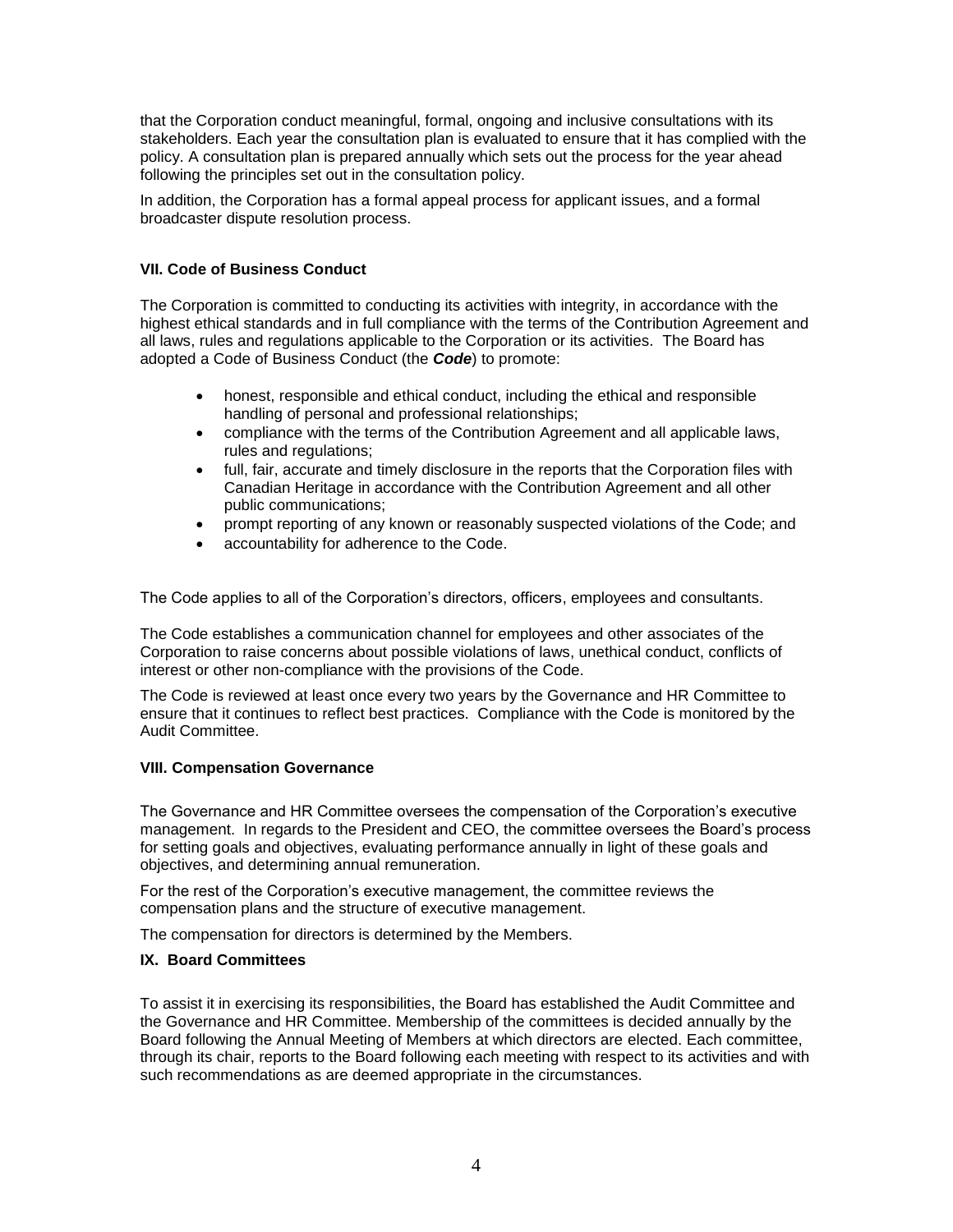that the Corporation conduct meaningful, formal, ongoing and inclusive consultations with its stakeholders. Each year the consultation plan is evaluated to ensure that it has complied with the policy. A consultation plan is prepared annually which sets out the process for the year ahead following the principles set out in the consultation policy.

In addition, the Corporation has a formal appeal process for applicant issues, and a formal broadcaster dispute resolution process.

### VII. Code of Business Conduct

The Corporation is committed to conducting its activities with integrity, in accordance with the highest ethical standards and in full compliance with the terms of the Contribution Agreement and all laws, rules and regulations applicable to the Corporation or its activities. The Board has adopted a Code of Business Conduct (the ***Code***) to promote:

- honest, responsible and ethical conduct, including the ethical and responsible handling of personal and professional relationships;
- compliance with the terms of the Contribution Agreement and all applicable laws, rules and regulations;
- full, fair, accurate and timely disclosure in the reports that the Corporation files with Canadian Heritage in accordance with the Contribution Agreement and all other public communications;
- prompt reporting of any known or reasonably suspected violations of the Code; and
- accountability for adherence to the Code.

The Code applies to all of the Corporation's directors, officers, employees and consultants.

The Code establishes a communication channel for employees and other associates of the Corporation to raise concerns about possible violations of laws, unethical conduct, conflicts of interest or other non-compliance with the provisions of the Code.

The Code is reviewed at least once every two years by the Governance and HR Committee to ensure that it continues to reflect best practices. Compliance with the Code is monitored by the Audit Committee.

### VIII. Compensation Governance

The Governance and HR Committee oversees the compensation of the Corporation's executive management. In regards to the President and CEO, the committee oversees the Board's process for setting goals and objectives, evaluating performance annually in light of these goals and objectives, and determining annual remuneration.

For the rest of the Corporation's executive management, the committee reviews the compensation plans and the structure of executive management.

The compensation for directors is determined by the Members.

### IX. Board Committees

To assist it in exercising its responsibilities, the Board has established the Audit Committee and the Governance and HR Committee. Membership of the committees is decided annually by the Board following the Annual Meeting of Members at which directors are elected. Each committee, through its chair, reports to the Board following each meeting with respect to its activities and with such recommendations as are deemed appropriate in the circumstances.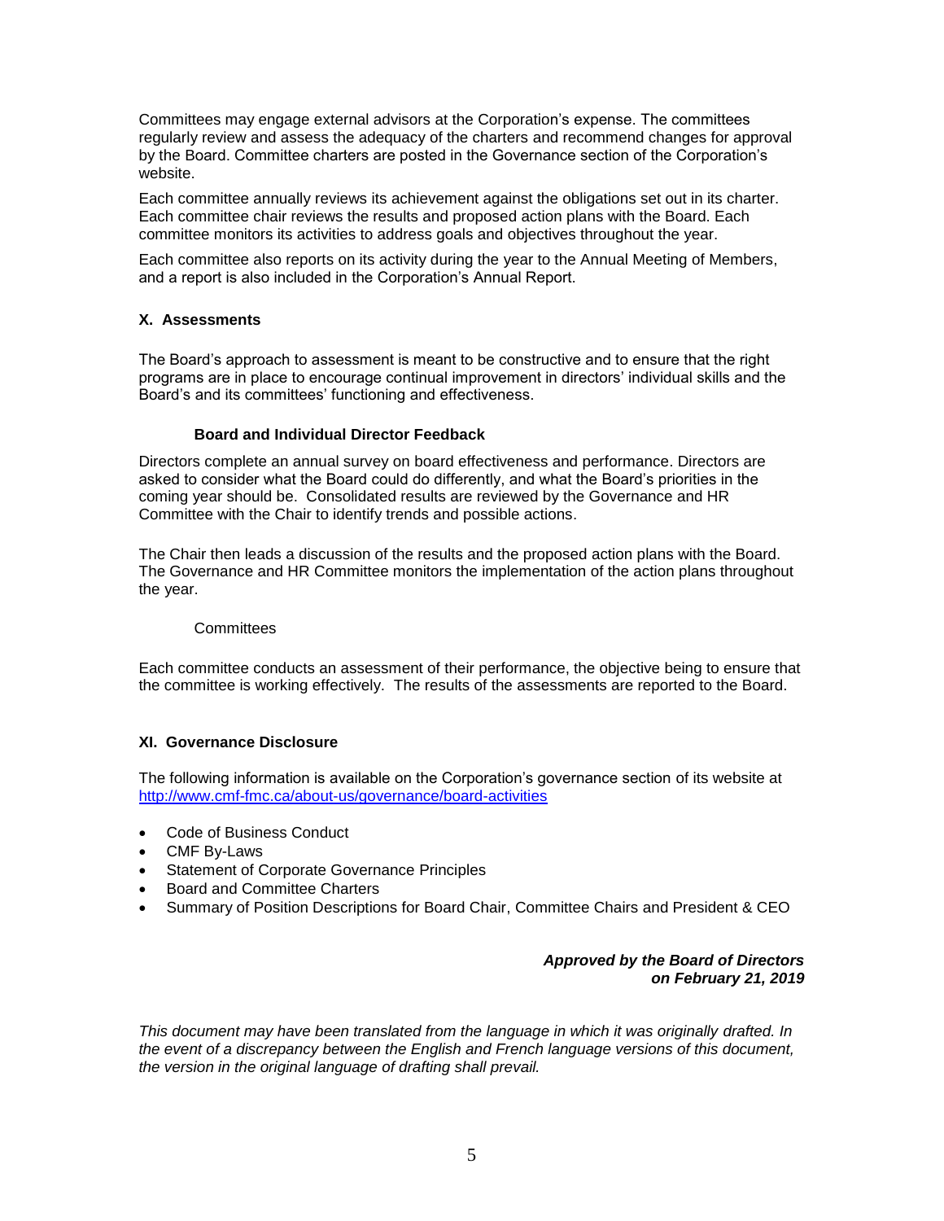Committees may engage external advisors at the Corporation's expense. The committees regularly review and assess the adequacy of the charters and recommend changes for approval by the Board. Committee charters are posted in the Governance section of the Corporation's website.

Each committee annually reviews its achievement against the obligations set out in its charter. Each committee chair reviews the results and proposed action plans with the Board. Each committee monitors its activities to address goals and objectives throughout the year.

Each committee also reports on its activity during the year to the Annual Meeting of Members, and a report is also included in the Corporation's Annual Report.

## X. Assessments

The Board's approach to assessment is meant to be constructive and to ensure that the right programs are in place to encourage continual improvement in directors' individual skills and the Board's and its committees' functioning and effectiveness.

### Board and Individual Director Feedback

Directors complete an annual survey on board effectiveness and performance. Directors are asked to consider what the Board could do differently, and what the Board's priorities in the coming year should be. Consolidated results are reviewed by the Governance and HR Committee with the Chair to identify trends and possible actions.

The Chair then leads a discussion of the results and the proposed action plans with the Board. The Governance and HR Committee monitors the implementation of the action plans throughout the year.

Committees

Each committee conducts an assessment of their performance, the objective being to ensure that the committee is working effectively. The results of the assessments are reported to the Board.

## XI. Governance Disclosure

The following information is available on the Corporation's governance section of its website at http://www.cmf-fmc.ca/about-us/governance/board-activities

- Code of Business Conduct
- CMF By-Laws
- Statement of Corporate Governance Principles
- Board and Committee Charters
- Summary of Position Descriptions for Board Chair, Committee Chairs and President & CEO

***Approved by the Board of Directors on February 21, 2019***

*This document may have been translated from the language in which it was originally drafted. In the event of a discrepancy between the English and French language versions of this document, the version in the original language of drafting shall prevail.*